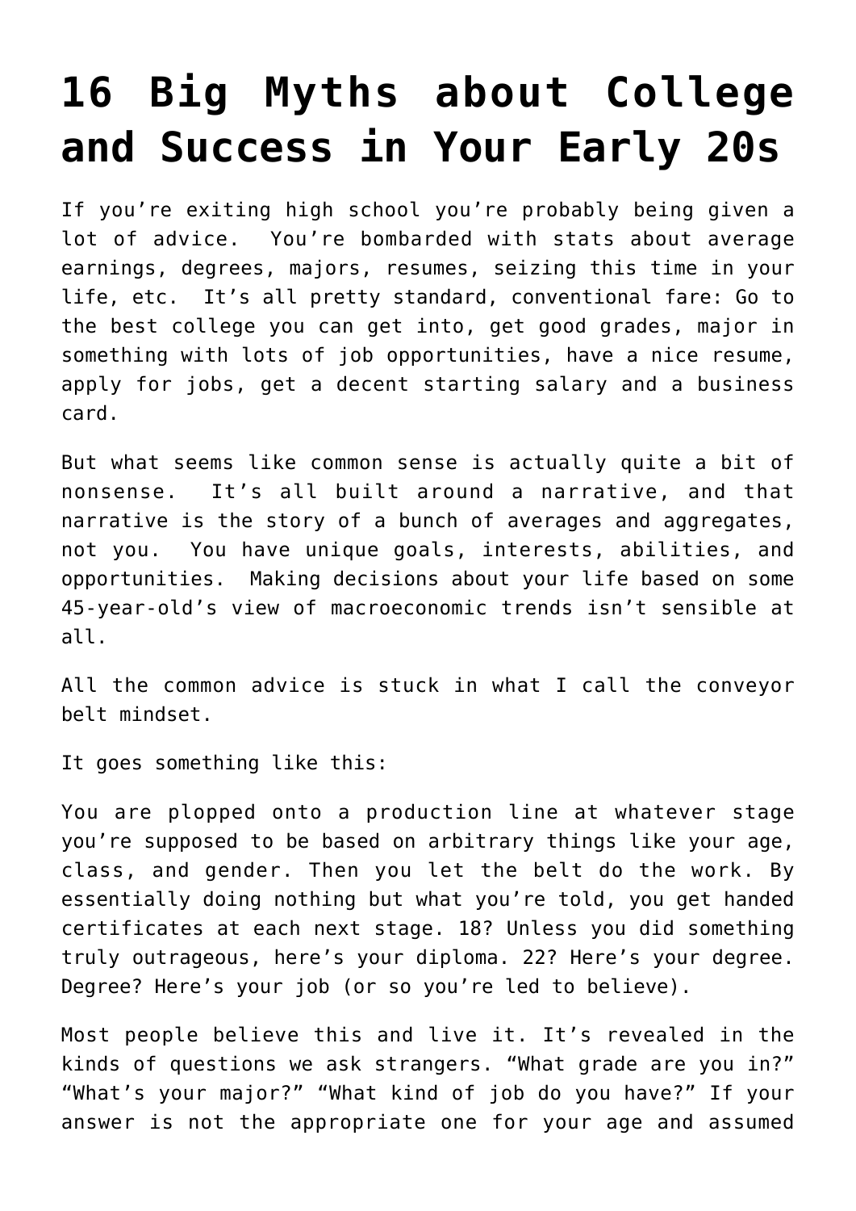# 16 Big Myths about College and Success in Your Early 20s

If you're exiting high school you're probably being given a lot of advice.  You're bombarded with stats about average earnings, degrees, majors, resumes, seizing this time in your life, etc.  It's all pretty standard, conventional fare: Go to the best college you can get into, get good grades, major in something with lots of job opportunities, have a nice resume, apply for jobs, get a decent starting salary and a business card.

But what seems like common sense is actually quite a bit of nonsense.  It's all built around a narrative, and that narrative is the story of a bunch of averages and aggregates, not you.  You have unique goals, interests, abilities, and opportunities.  Making decisions about your life based on some 45-year-old's view of macroeconomic trends isn't sensible at all.

All the common advice is stuck in what I call the conveyor belt mindset.

It goes something like this:

You are plopped onto a production line at whatever stage you're supposed to be based on arbitrary things like your age, class, and gender. Then you let the belt do the work. By essentially doing nothing but what you're told, you get handed certificates at each next stage. 18? Unless you did something truly outrageous, here's your diploma. 22? Here's your degree. Degree? Here's your job (or so you're led to believe).

Most people believe this and live it. It's revealed in the kinds of questions we ask strangers. "What grade are you in?" "What's your major?" "What kind of job do you have?" If your answer is not the appropriate one for your age and assumed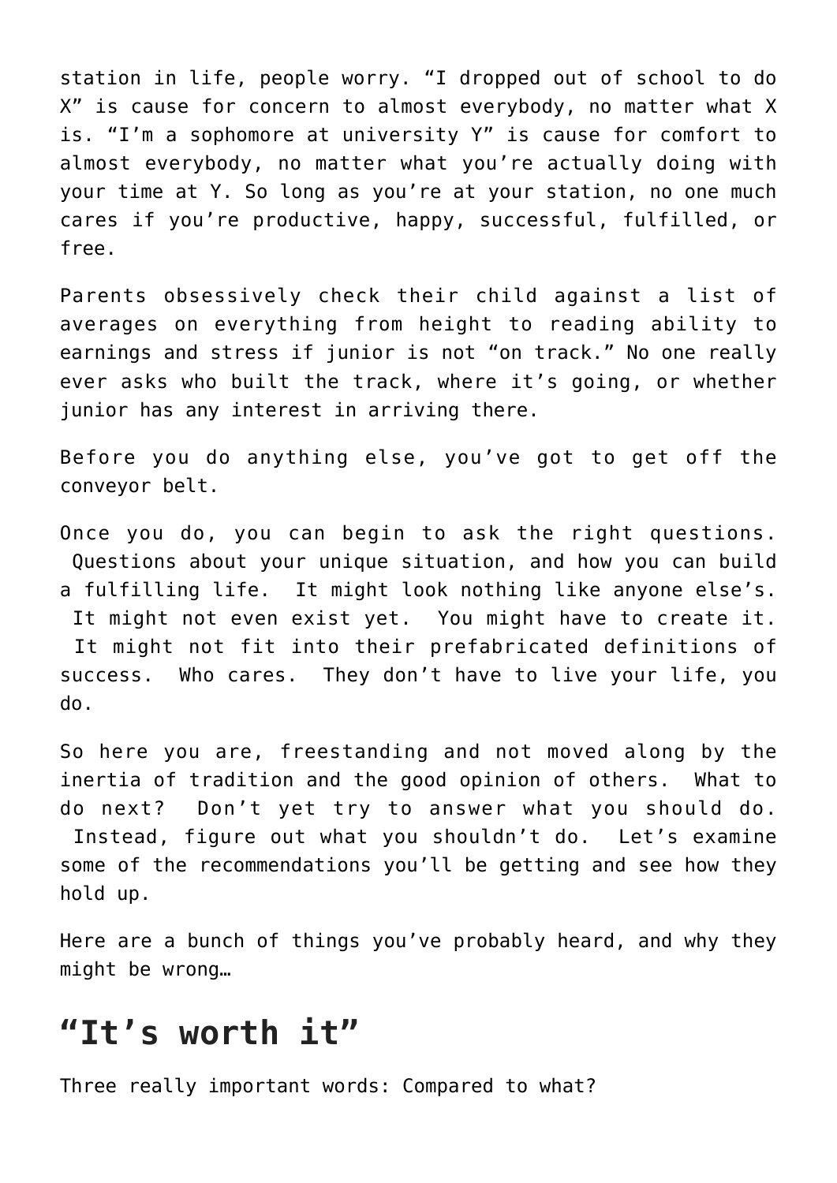station in life, people worry. "I dropped out of school to do X" is cause for concern to almost everybody, no matter what X is. "I'm a sophomore at university Y" is cause for comfort to almost everybody, no matter what you're actually doing with your time at Y. So long as you're at your station, no one much cares if you're productive, happy, successful, fulfilled, or free.

Parents obsessively check their child against a list of averages on everything from height to reading ability to earnings and stress if junior is not "on track." No one really ever asks who built the track, where it's going, or whether junior has any interest in arriving there.

Before you do anything else, you've got to get off the conveyor belt.

Once you do, you can begin to ask the right questions. Questions about your unique situation, and how you can build a fulfilling life. It might look nothing like anyone else's. It might not even exist yet. You might have to create it. It might not fit into their prefabricated definitions of success. Who cares. They don't have to live your life, you do.

So here you are, freestanding and not moved along by the inertia of tradition and the good opinion of others. What to do next? Don't yet try to answer what you should do. Instead, figure out what you shouldn't do. Let's examine some of the recommendations you'll be getting and see how they hold up.

Here are a bunch of things you've probably heard, and why they might be wrong…

## "It's worth it"

Three really important words: Compared to what?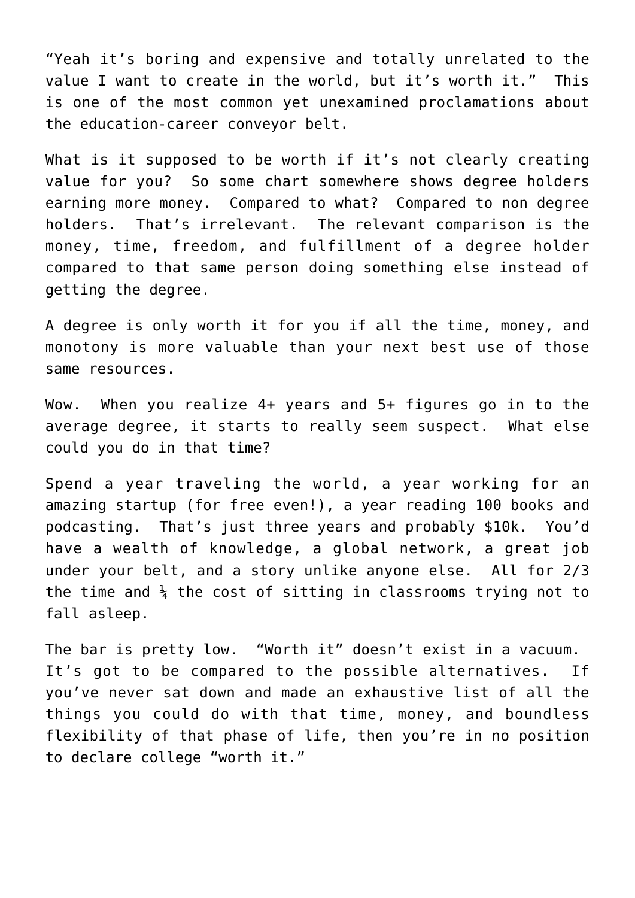"Yeah it's boring and expensive and totally unrelated to the value I want to create in the world, but it's worth it." This is one of the most common yet unexamined proclamations about the education-career conveyor belt.

What is it supposed to be worth if it's not clearly creating value for you? So some chart somewhere shows degree holders earning more money. Compared to what? Compared to non degree holders. That's irrelevant. The relevant comparison is the money, time, freedom, and fulfillment of a degree holder compared to that same person doing something else instead of getting the degree.

A degree is only worth it for you if all the time, money, and monotony is more valuable than your next best use of those same resources.

Wow. When you realize 4+ years and 5+ figures go in to the average degree, it starts to really seem suspect. What else could you do in that time?

Spend a year traveling the world, a year working for an amazing startup (for free even!), a year reading 100 books and podcasting. That's just three years and probably $10k. You'd have a wealth of knowledge, a global network, a great job under your belt, and a story unlike anyone else. All for 2/3 the time and ¼ the cost of sitting in classrooms trying not to fall asleep.

The bar is pretty low. "Worth it" doesn't exist in a vacuum. It's got to be compared to the possible alternatives. If you've never sat down and made an exhaustive list of all the things you could do with that time, money, and boundless flexibility of that phase of life, then you're in no position to declare college "worth it."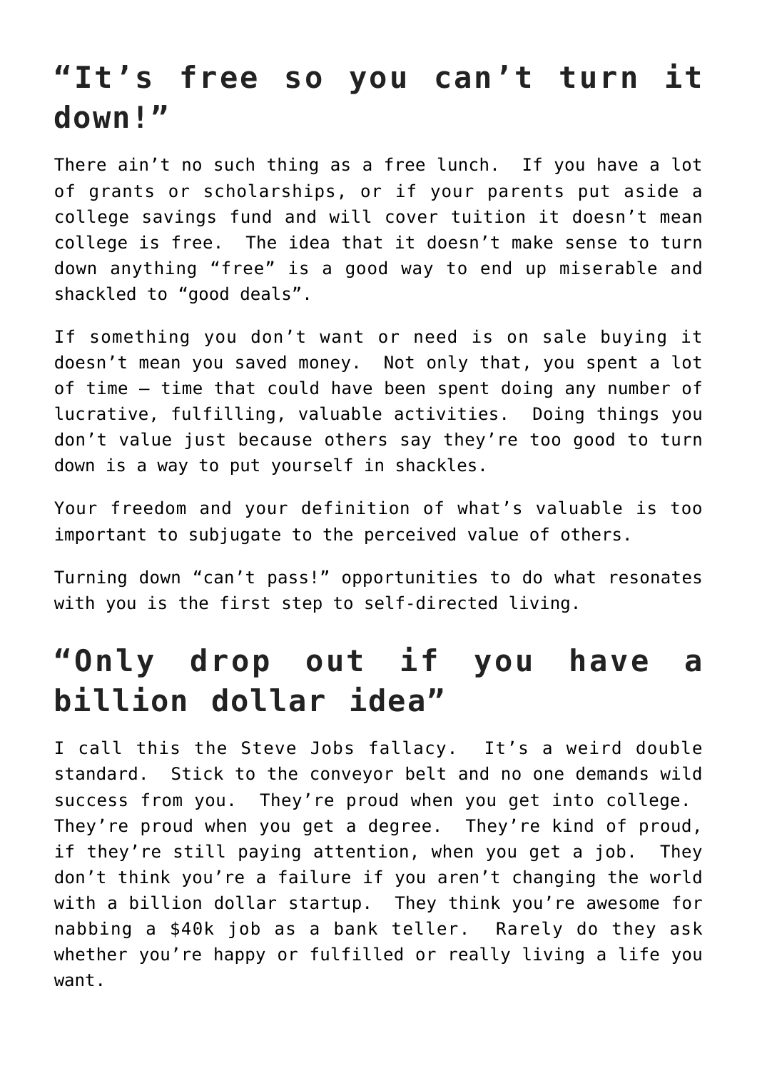## “It’s free so you can’t turn it down!”

There ain’t no such thing as a free lunch. If you have a lot of grants or scholarships, or if your parents put aside a college savings fund and will cover tuition it doesn’t mean college is free. The idea that it doesn’t make sense to turn down anything “free” is a good way to end up miserable and shackled to “good deals”.

If something you don’t want or need is on sale buying it doesn’t mean you saved money. Not only that, you spent a lot of time – time that could have been spent doing any number of lucrative, fulfilling, valuable activities. Doing things you don’t value just because others say they’re too good to turn down is a way to put yourself in shackles.

Your freedom and your definition of what’s valuable is too important to subjugate to the perceived value of others.

Turning down “can’t pass!” opportunities to do what resonates with you is the first step to self-directed living.

## “Only drop out if you have a billion dollar idea”

I call this the Steve Jobs fallacy. It’s a weird double standard. Stick to the conveyor belt and no one demands wild success from you. They’re proud when you get into college. They’re proud when you get a degree. They’re kind of proud, if they’re still paying attention, when you get a job. They don’t think you’re a failure if you aren’t changing the world with a billion dollar startup. They think you’re awesome for nabbing a $40k job as a bank teller. Rarely do they ask whether you’re happy or fulfilled or really living a life you want.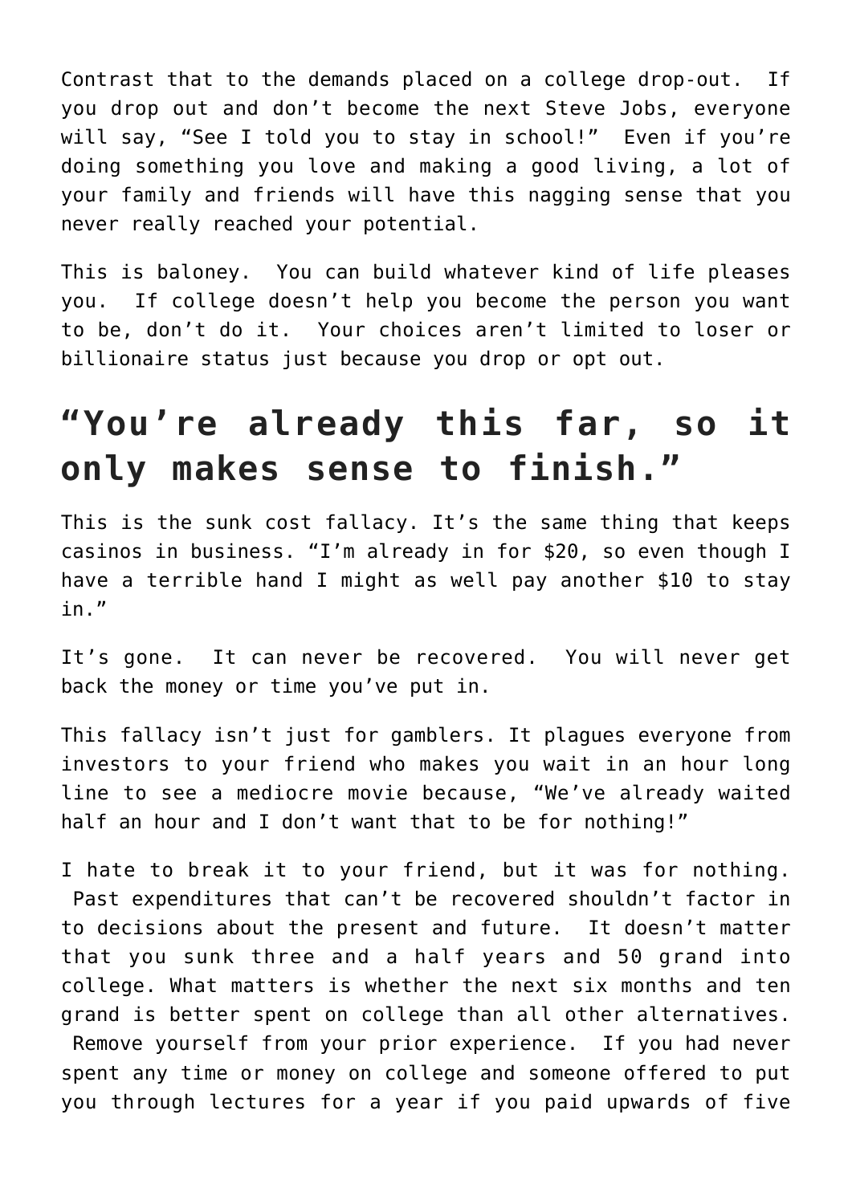Contrast that to the demands placed on a college drop-out. If you drop out and don't become the next Steve Jobs, everyone will say, "See I told you to stay in school!" Even if you're doing something you love and making a good living, a lot of your family and friends will have this nagging sense that you never really reached your potential.

This is baloney. You can build whatever kind of life pleases you. If college doesn't help you become the person you want to be, don't do it. Your choices aren't limited to loser or billionaire status just because you drop or opt out.

## "You're already this far, so it only makes sense to finish."

This is the sunk cost fallacy. It's the same thing that keeps casinos in business. "I'm already in for $20, so even though I have a terrible hand I might as well pay another $10 to stay in."

It's gone. It can never be recovered. You will never get back the money or time you've put in.

This fallacy isn't just for gamblers. It plagues everyone from investors to your friend who makes you wait in an hour long line to see a mediocre movie because, "We've already waited half an hour and I don't want that to be for nothing!"

I hate to break it to your friend, but it was for nothing. Past expenditures that can't be recovered shouldn't factor in to decisions about the present and future. It doesn't matter that you sunk three and a half years and 50 grand into college. What matters is whether the next six months and ten grand is better spent on college than all other alternatives. Remove yourself from your prior experience. If you had never spent any time or money on college and someone offered to put you through lectures for a year if you paid upwards of five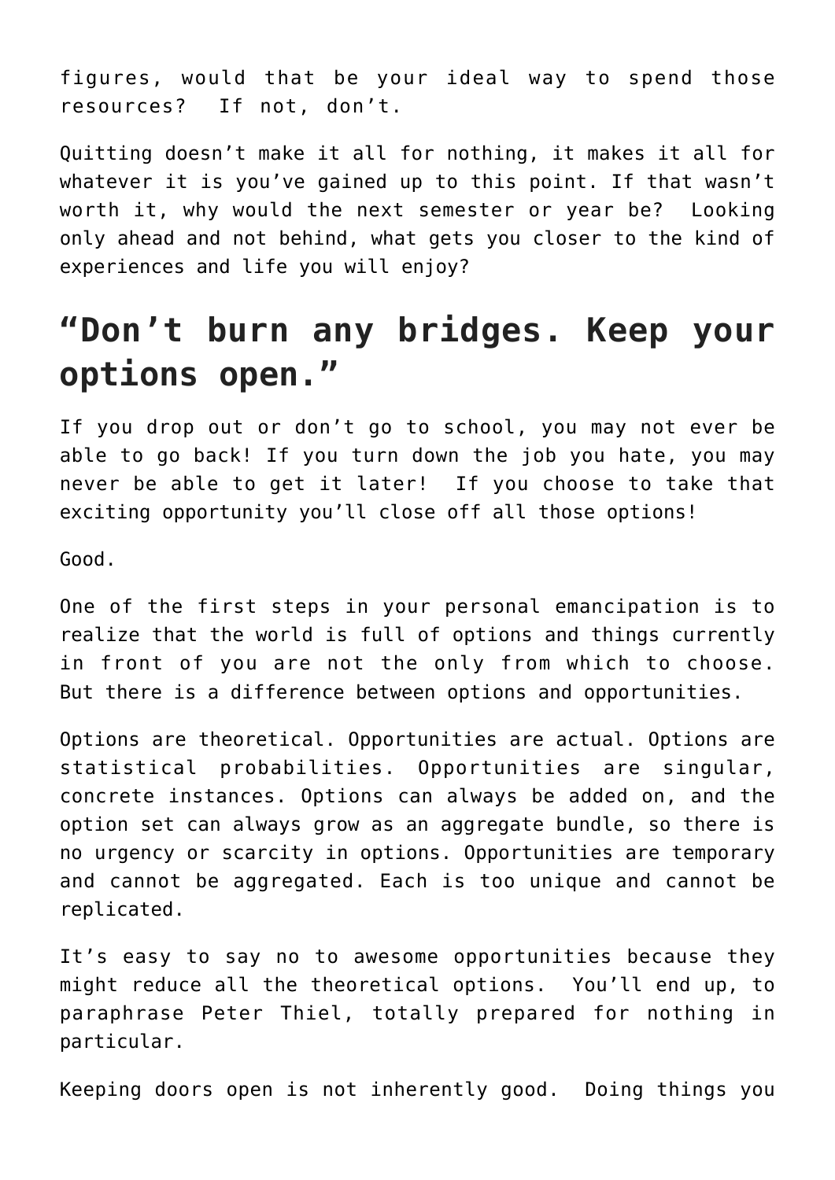figures, would that be your ideal way to spend those resources? If not, don't.

Quitting doesn't make it all for nothing, it makes it all for whatever it is you've gained up to this point. If that wasn't worth it, why would the next semester or year be? Looking only ahead and not behind, what gets you closer to the kind of experiences and life you will enjoy?

## "Don't burn any bridges. Keep your options open."

If you drop out or don't go to school, you may not ever be able to go back! If you turn down the job you hate, you may never be able to get it later! If you choose to take that exciting opportunity you'll close off all those options!

Good.

One of the first steps in your personal emancipation is to realize that the world is full of options and things currently in front of you are not the only from which to choose. But there is a difference between options and opportunities.

Options are theoretical. Opportunities are actual. Options are statistical probabilities. Opportunities are singular, concrete instances. Options can always be added on, and the option set can always grow as an aggregate bundle, so there is no urgency or scarcity in options. Opportunities are temporary and cannot be aggregated. Each is too unique and cannot be replicated.

It's easy to say no to awesome opportunities because they might reduce all the theoretical options. You'll end up, to paraphrase Peter Thiel, totally prepared for nothing in particular.

Keeping doors open is not inherently good. Doing things you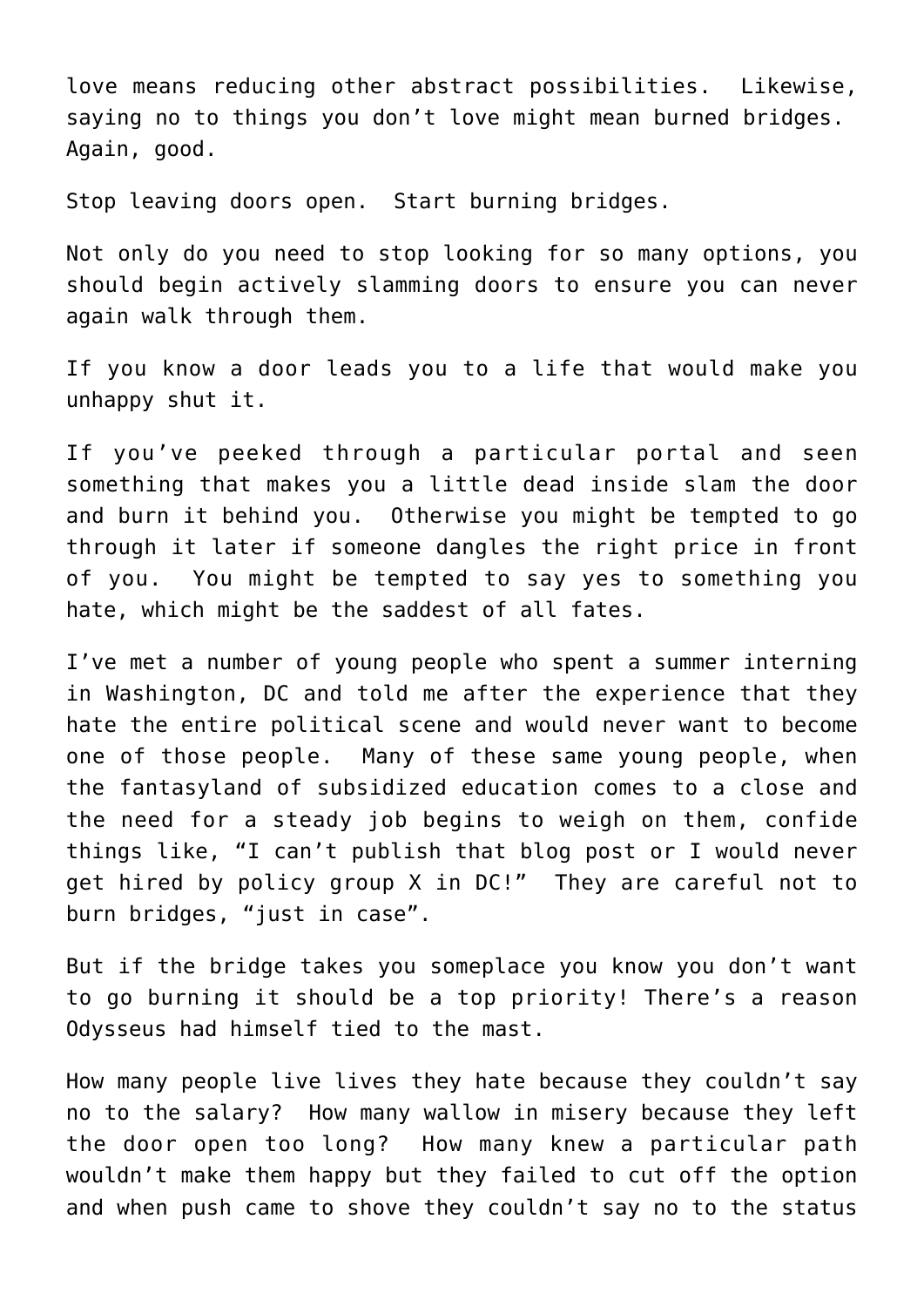love means reducing other abstract possibilities. Likewise, saying no to things you don't love might mean burned bridges. Again, good.

Stop leaving doors open. Start burning bridges.

Not only do you need to stop looking for so many options, you should begin actively slamming doors to ensure you can never again walk through them.

If you know a door leads you to a life that would make you unhappy shut it.

If you've peeked through a particular portal and seen something that makes you a little dead inside slam the door and burn it behind you. Otherwise you might be tempted to go through it later if someone dangles the right price in front of you. You might be tempted to say yes to something you hate, which might be the saddest of all fates.

I've met a number of young people who spent a summer interning in Washington, DC and told me after the experience that they hate the entire political scene and would never want to become one of those people. Many of these same young people, when the fantasyland of subsidized education comes to a close and the need for a steady job begins to weigh on them, confide things like, "I can't publish that blog post or I would never get hired by policy group X in DC!" They are careful not to burn bridges, "just in case".

But if the bridge takes you someplace you know you don't want to go burning it should be a top priority! There's a reason Odysseus had himself tied to the mast.

How many people live lives they hate because they couldn't say no to the salary? How many wallow in misery because they left the door open too long? How many knew a particular path wouldn't make them happy but they failed to cut off the option and when push came to shove they couldn't say no to the status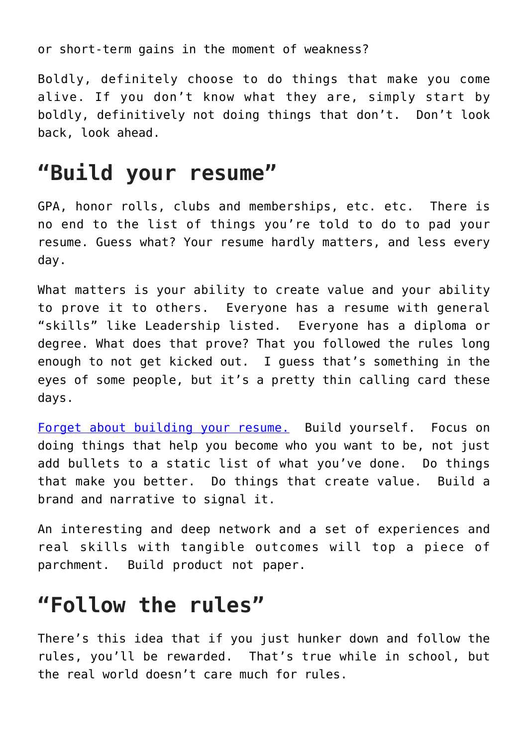or short-term gains in the moment of weakness?

Boldly, definitely choose to do things that make you come alive. If you don't know what they are, simply start by boldly, definitively not doing things that don't. Don't look back, look ahead.

## "Build your resume"

GPA, honor rolls, clubs and memberships, etc. etc. There is no end to the list of things you're told to do to pad your resume. Guess what? Your resume hardly matters, and less every day.

What matters is your ability to create value and your ability to prove it to others. Everyone has a resume with general "skills" like Leadership listed. Everyone has a diploma or degree. What does that prove? That you followed the rules long enough to not get kicked out. I guess that's something in the eyes of some people, but it's a pretty thin calling card these days.

Forget about building your resume. Build yourself. Focus on doing things that help you become who you want to be, not just add bullets to a static list of what you've done. Do things that make you better. Do things that create value. Build a brand and narrative to signal it.

An interesting and deep network and a set of experiences and real skills with tangible outcomes will top a piece of parchment. Build product not paper.

## "Follow the rules"

There's this idea that if you just hunker down and follow the rules, you'll be rewarded. That's true while in school, but the real world doesn't care much for rules.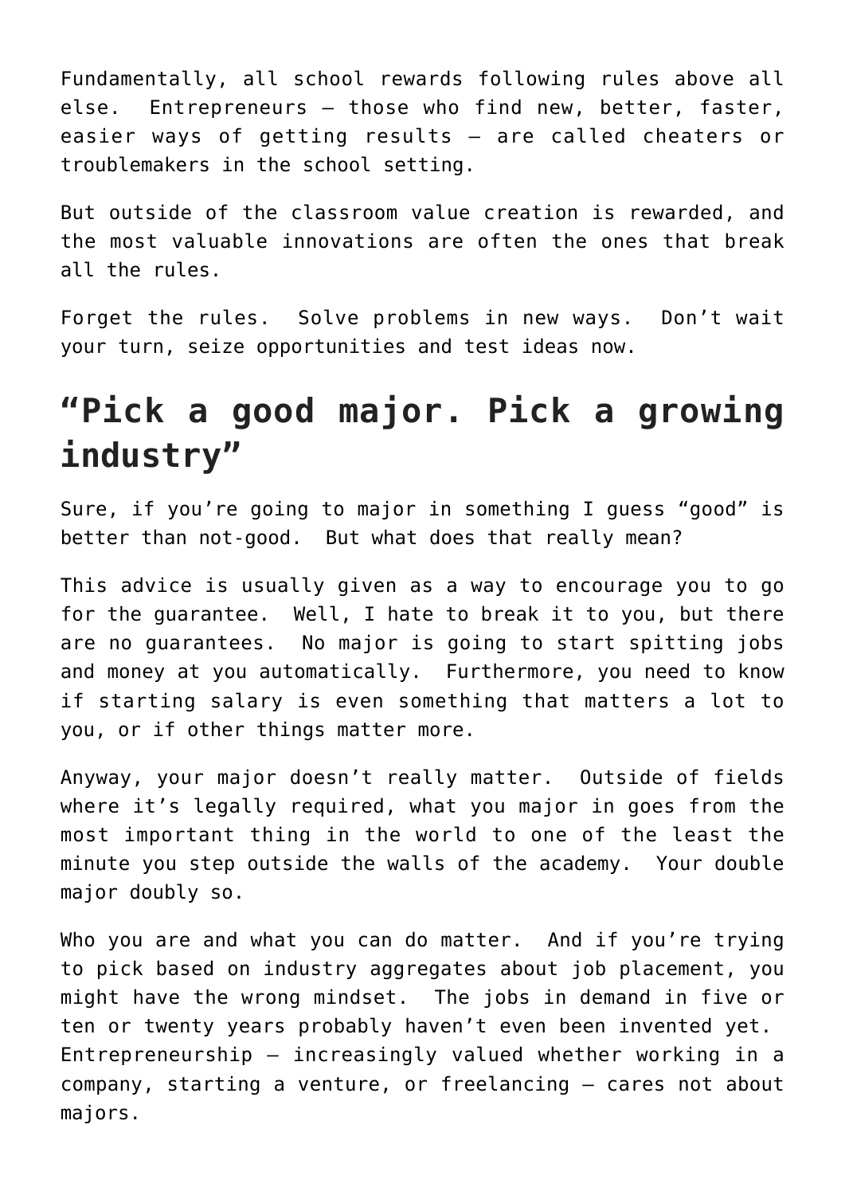Fundamentally, all school rewards following rules above all else. Entrepreneurs – those who find new, better, faster, easier ways of getting results – are called cheaters or troublemakers in the school setting.

But outside of the classroom value creation is rewarded, and the most valuable innovations are often the ones that break all the rules.

Forget the rules. Solve problems in new ways. Don't wait your turn, seize opportunities and test ideas now.

## "Pick a good major. Pick a growing industry"

Sure, if you're going to major in something I guess "good" is better than not-good. But what does that really mean?

This advice is usually given as a way to encourage you to go for the guarantee. Well, I hate to break it to you, but there are no guarantees. No major is going to start spitting jobs and money at you automatically. Furthermore, you need to know if starting salary is even something that matters a lot to you, or if other things matter more.

Anyway, your major doesn't really matter. Outside of fields where it's legally required, what you major in goes from the most important thing in the world to one of the least the minute you step outside the walls of the academy. Your double major doubly so.

Who you are and what you can do matter. And if you're trying to pick based on industry aggregates about job placement, you might have the wrong mindset. The jobs in demand in five or ten or twenty years probably haven't even been invented yet. Entrepreneurship – increasingly valued whether working in a company, starting a venture, or freelancing – cares not about majors.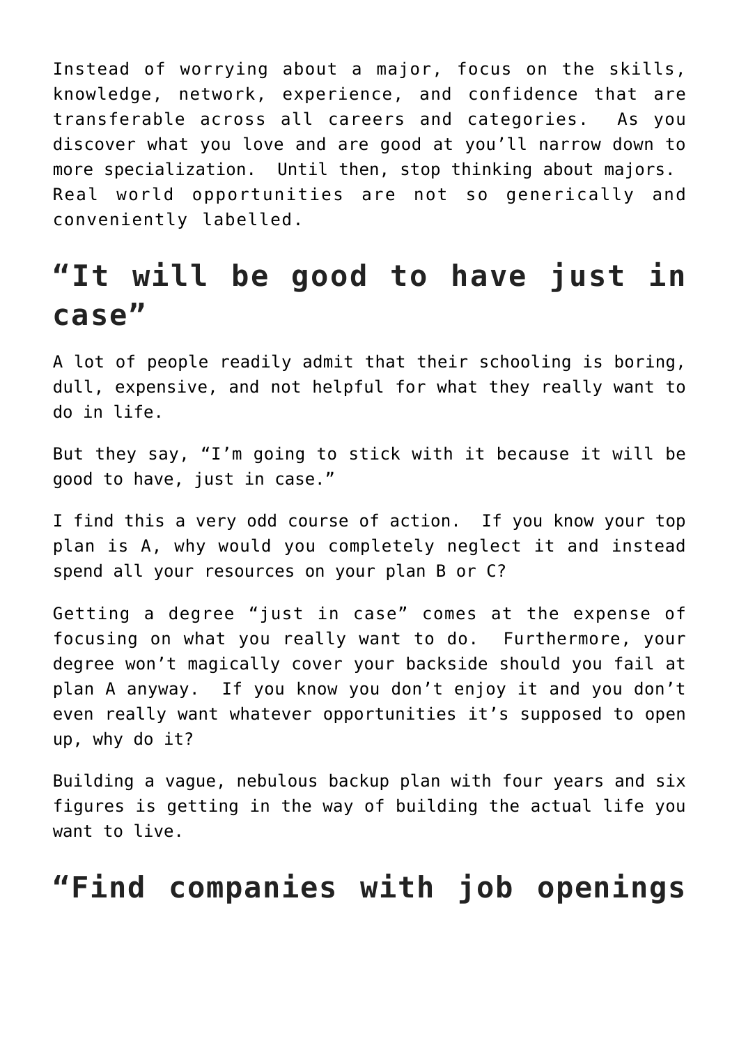Instead of worrying about a major, focus on the skills, knowledge, network, experience, and confidence that are transferable across all careers and categories. As you discover what you love and are good at you'll narrow down to more specialization. Until then, stop thinking about majors. Real world opportunities are not so generically and conveniently labelled.

## "It will be good to have just in case"

A lot of people readily admit that their schooling is boring, dull, expensive, and not helpful for what they really want to do in life.

But they say, "I'm going to stick with it because it will be good to have, just in case."

I find this a very odd course of action. If you know your top plan is A, why would you completely neglect it and instead spend all your resources on your plan B or C?

Getting a degree "just in case" comes at the expense of focusing on what you really want to do. Furthermore, your degree won't magically cover your backside should you fail at plan A anyway. If you know you don't enjoy it and you don't even really want whatever opportunities it's supposed to open up, why do it?

Building a vague, nebulous backup plan with four years and six figures is getting in the way of building the actual life you want to live.

## "Find companies with job openings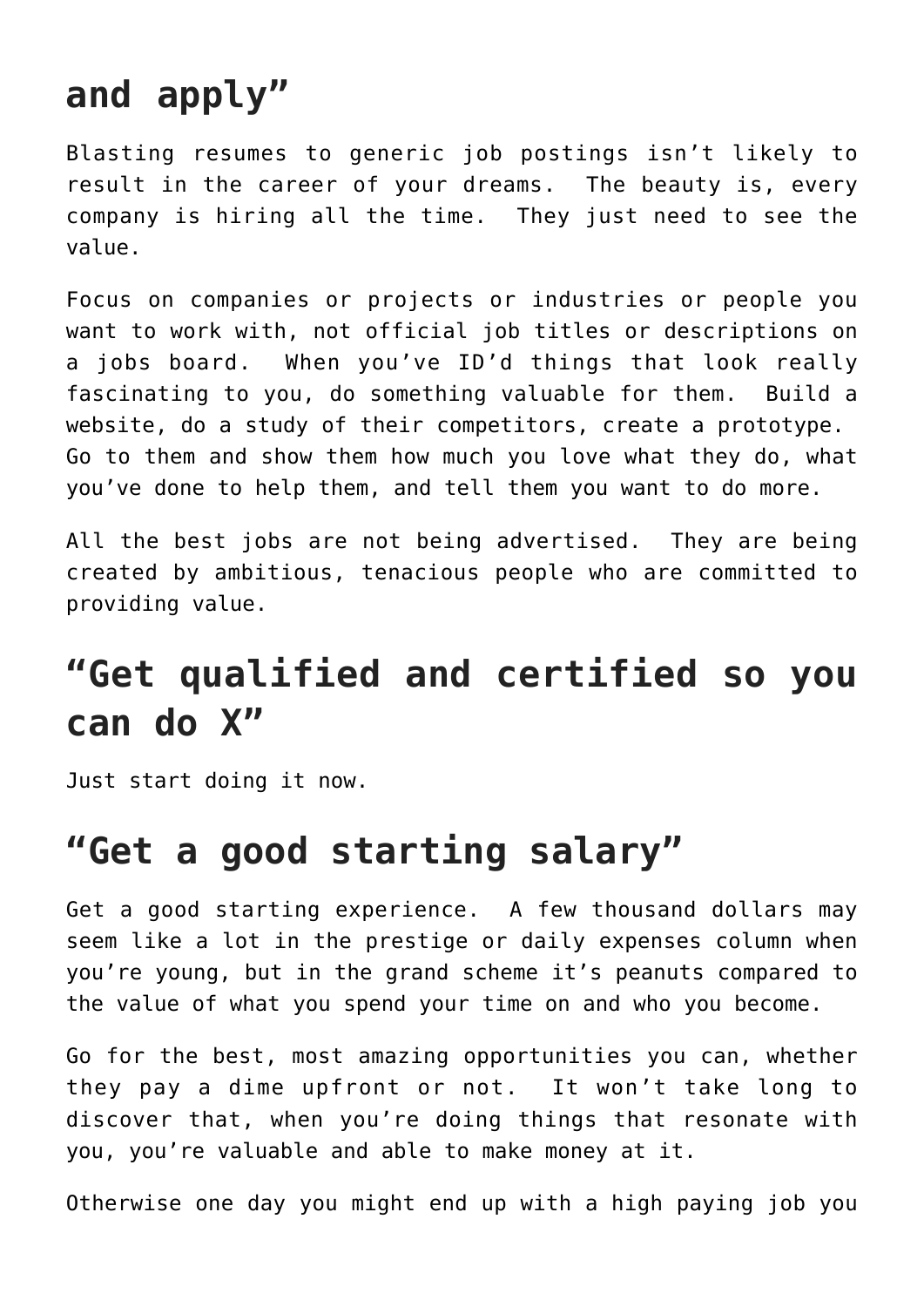## and apply”

Blasting resumes to generic job postings isn’t likely to result in the career of your dreams. The beauty is, every company is hiring all the time. They just need to see the value.

Focus on companies or projects or industries or people you want to work with, not official job titles or descriptions on a jobs board. When you’ve ID’d things that look really fascinating to you, do something valuable for them. Build a website, do a study of their competitors, create a prototype. Go to them and show them how much you love what they do, what you’ve done to help them, and tell them you want to do more.

All the best jobs are not being advertised. They are being created by ambitious, tenacious people who are committed to providing value.

## “Get qualified and certified so you can do X”

Just start doing it now.

## “Get a good starting salary”

Get a good starting experience. A few thousand dollars may seem like a lot in the prestige or daily expenses column when you’re young, but in the grand scheme it’s peanuts compared to the value of what you spend your time on and who you become.

Go for the best, most amazing opportunities you can, whether they pay a dime upfront or not. It won’t take long to discover that, when you’re doing things that resonate with you, you’re valuable and able to make money at it.

Otherwise one day you might end up with a high paying job you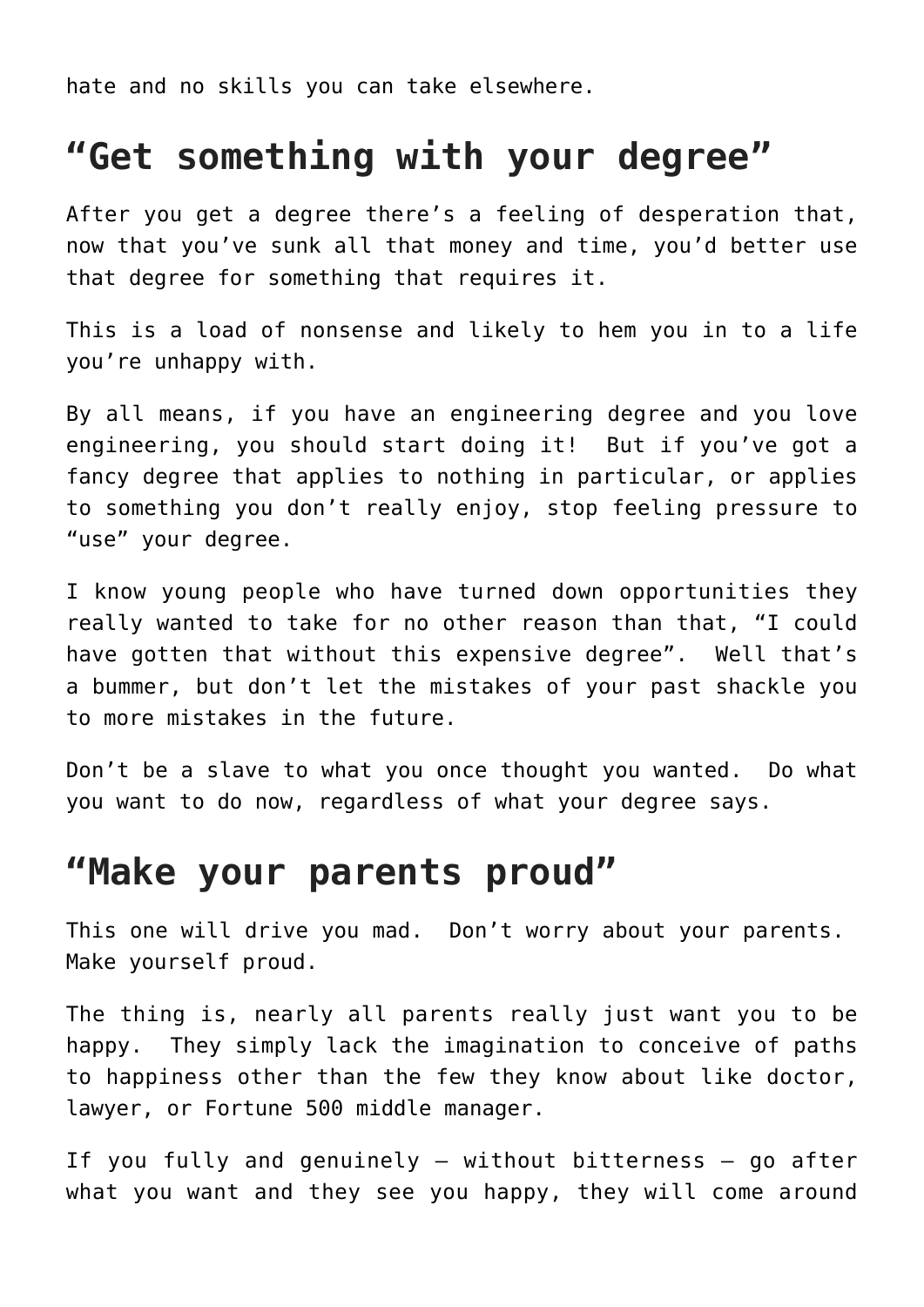hate and no skills you can take elsewhere.

## "Get something with your degree"

After you get a degree there's a feeling of desperation that, now that you've sunk all that money and time, you'd better use that degree for something that requires it.

This is a load of nonsense and likely to hem you in to a life you're unhappy with.

By all means, if you have an engineering degree and you love engineering, you should start doing it! But if you've got a fancy degree that applies to nothing in particular, or applies to something you don't really enjoy, stop feeling pressure to "use" your degree.

I know young people who have turned down opportunities they really wanted to take for no other reason than that, "I could have gotten that without this expensive degree". Well that's a bummer, but don't let the mistakes of your past shackle you to more mistakes in the future.

Don't be a slave to what you once thought you wanted. Do what you want to do now, regardless of what your degree says.

## "Make your parents proud"

This one will drive you mad. Don't worry about your parents. Make yourself proud.

The thing is, nearly all parents really just want you to be happy. They simply lack the imagination to conceive of paths to happiness other than the few they know about like doctor, lawyer, or Fortune 500 middle manager.

If you fully and genuinely – without bitterness – go after what you want and they see you happy, they will come around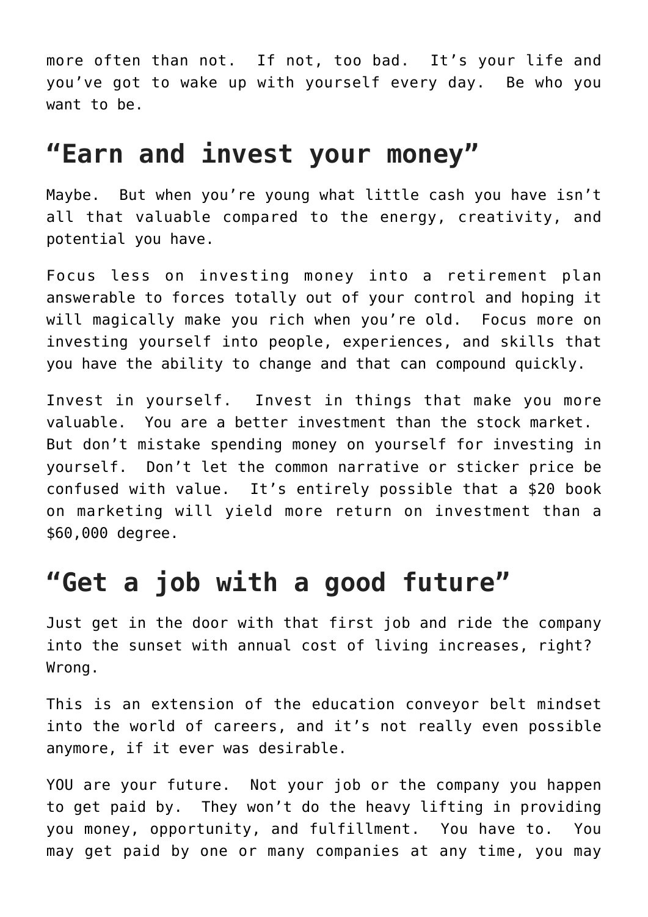more often than not. If not, too bad. It's your life and you've got to wake up with yourself every day. Be who you want to be.

## "Earn and invest your money"

Maybe. But when you're young what little cash you have isn't all that valuable compared to the energy, creativity, and potential you have.

Focus less on investing money into a retirement plan answerable to forces totally out of your control and hoping it will magically make you rich when you're old. Focus more on investing yourself into people, experiences, and skills that you have the ability to change and that can compound quickly.

Invest in yourself. Invest in things that make you more valuable. You are a better investment than the stock market. But don't mistake spending money on yourself for investing in yourself. Don't let the common narrative or sticker price be confused with value. It's entirely possible that a $20 book on marketing will yield more return on investment than a $60,000 degree.

## "Get a job with a good future"

Just get in the door with that first job and ride the company into the sunset with annual cost of living increases, right? Wrong.

This is an extension of the education conveyor belt mindset into the world of careers, and it's not really even possible anymore, if it ever was desirable.

YOU are your future. Not your job or the company you happen to get paid by. They won't do the heavy lifting in providing you money, opportunity, and fulfillment. You have to. You may get paid by one or many companies at any time, you may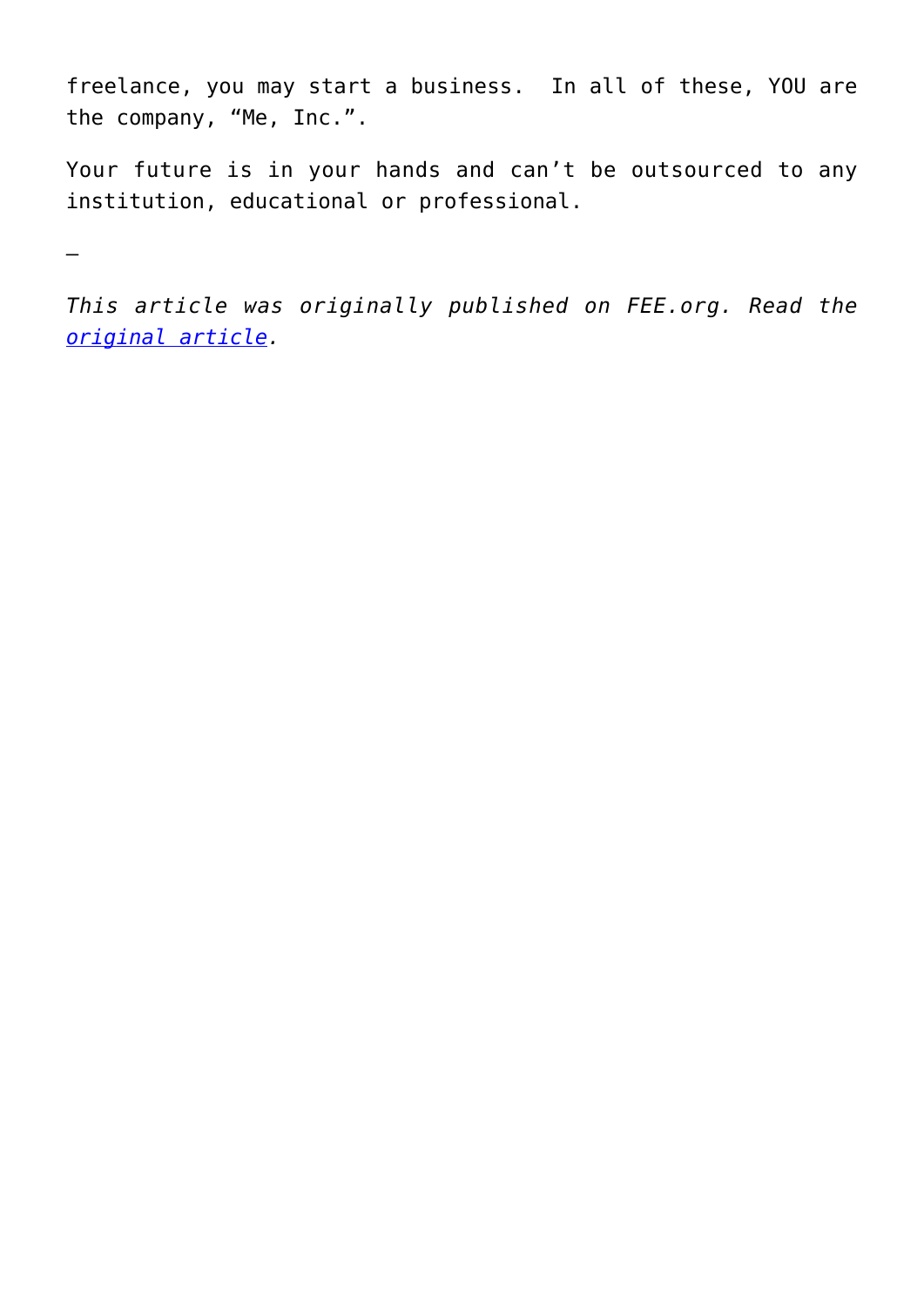freelance, you may start a business. In all of these, YOU are the company, “Me, Inc.”.

Your future is in your hands and can’t be outsourced to any institution, educational or professional.

—

*This article was originally published on FEE.org. Read the [original article](original article).*